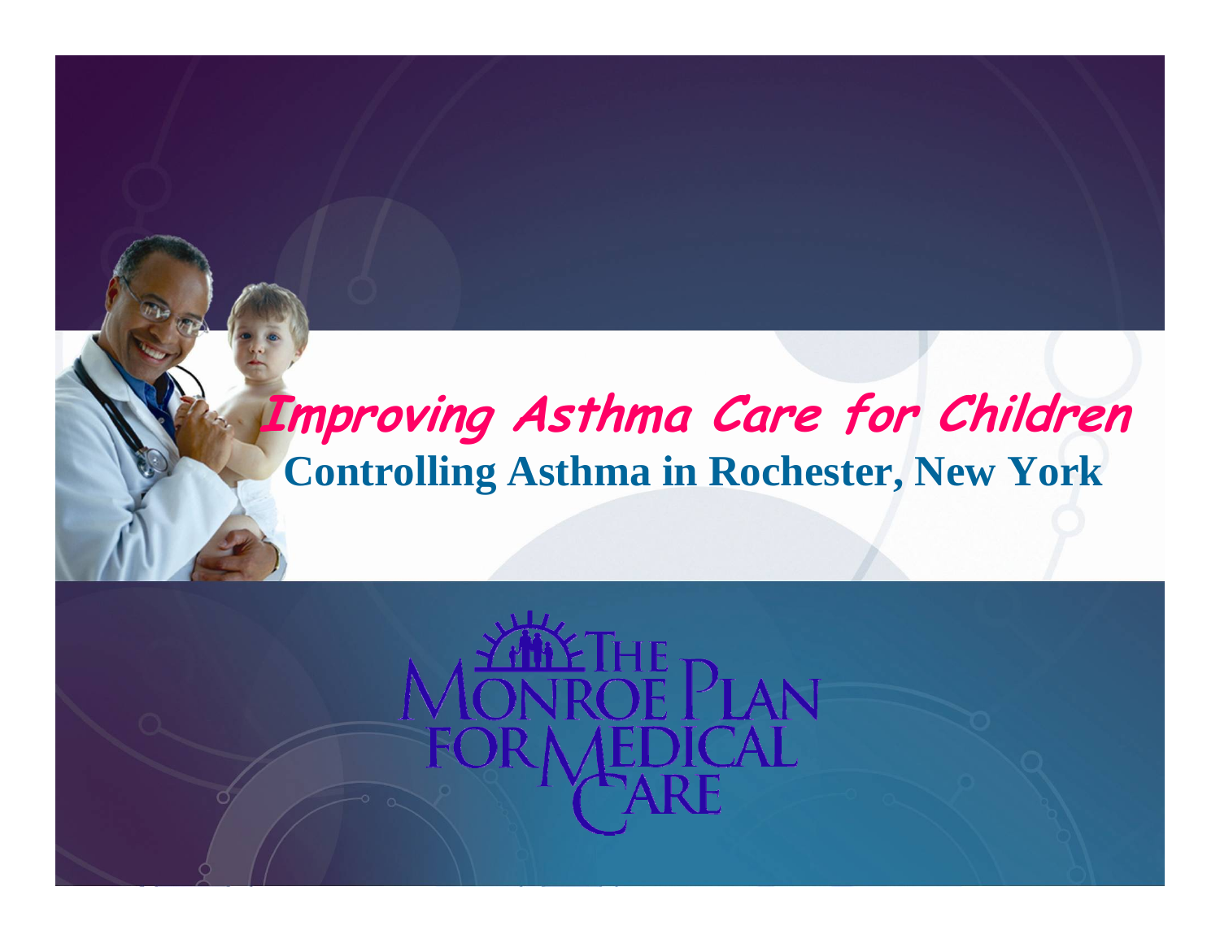# Improving Asthma Care for Children

## Controlling Asthma in Rochester, New York

THE MONROE PLAN FOR MEDICAL CARE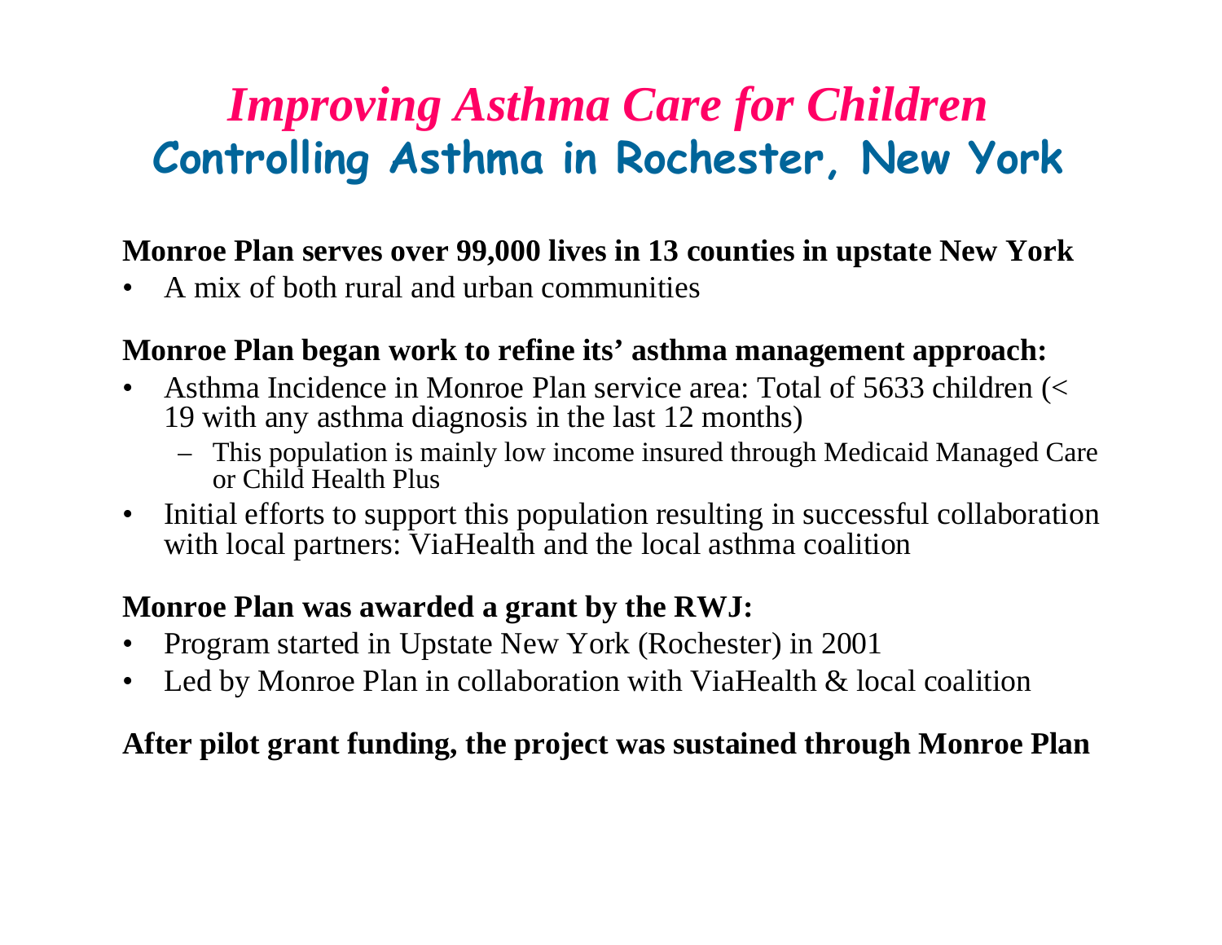# *Improving Asthma Care for Children*

## Controlling Asthma in Rochester, New York

**Monroe Plan serves over 99,000 lives in 13 counties in upstate New York**

- A mix of both rural and urban communities

**Monroe Plan began work to refine its' asthma management approach:**

- Asthma Incidence in Monroe Plan service area: Total of 5633 children (< 19 with any asthma diagnosis in the last 12 months)
  - This population is mainly low income insured through Medicaid Managed Care or Child Health Plus
- Initial efforts to support this population resulting in successful collaboration with local partners: ViaHealth and the local asthma coalition

**Monroe Plan was awarded a grant by the RWJ:**

- Program started in Upstate New York (Rochester) in 2001
- Led by Monroe Plan in collaboration with ViaHealth & local coalition

**After pilot grant funding, the project was sustained through Monroe Plan**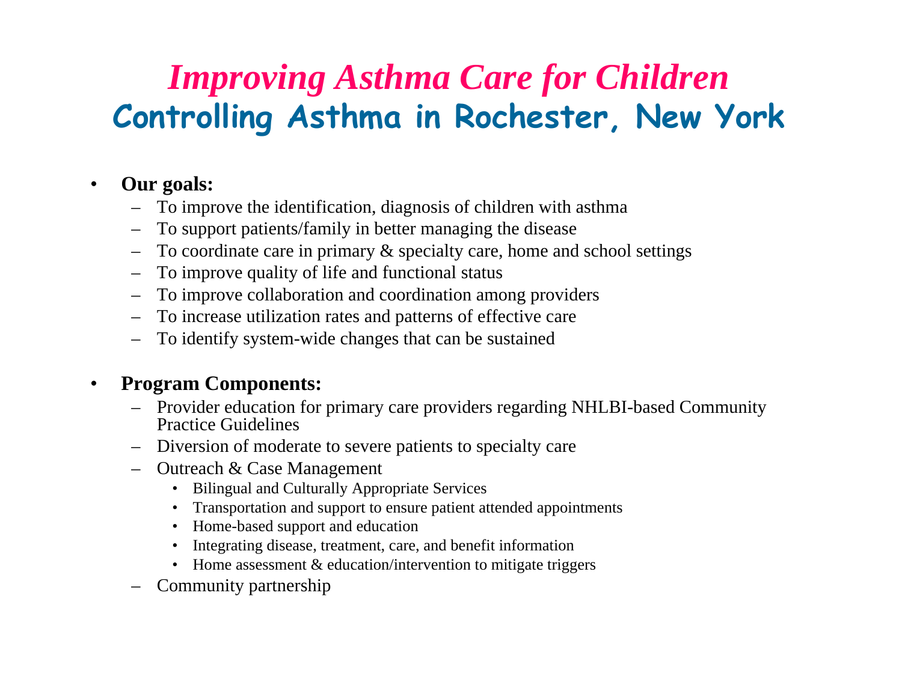# *Improving Asthma Care for Children*

## Controlling Asthma in Rochester, New York

- **Our goals:**
  - To improve the identification, diagnosis of children with asthma
  - To support patients/family in better managing the disease
  - To coordinate care in primary & specialty care, home and school settings
  - To improve quality of life and functional status
  - To improve collaboration and coordination among providers
  - To increase utilization rates and patterns of effective care
  - To identify system-wide changes that can be sustained

- **Program Components:**
  - Provider education for primary care providers regarding NHLBI-based Community Practice Guidelines
  - Diversion of moderate to severe patients to specialty care
  - Outreach & Case Management
    - Bilingual and Culturally Appropriate Services
    - Transportation and support to ensure patient attended appointments
    - Home-based support and education
    - Integrating disease, treatment, care, and benefit information
    - Home assessment & education/intervention to mitigate triggers
  - Community partnership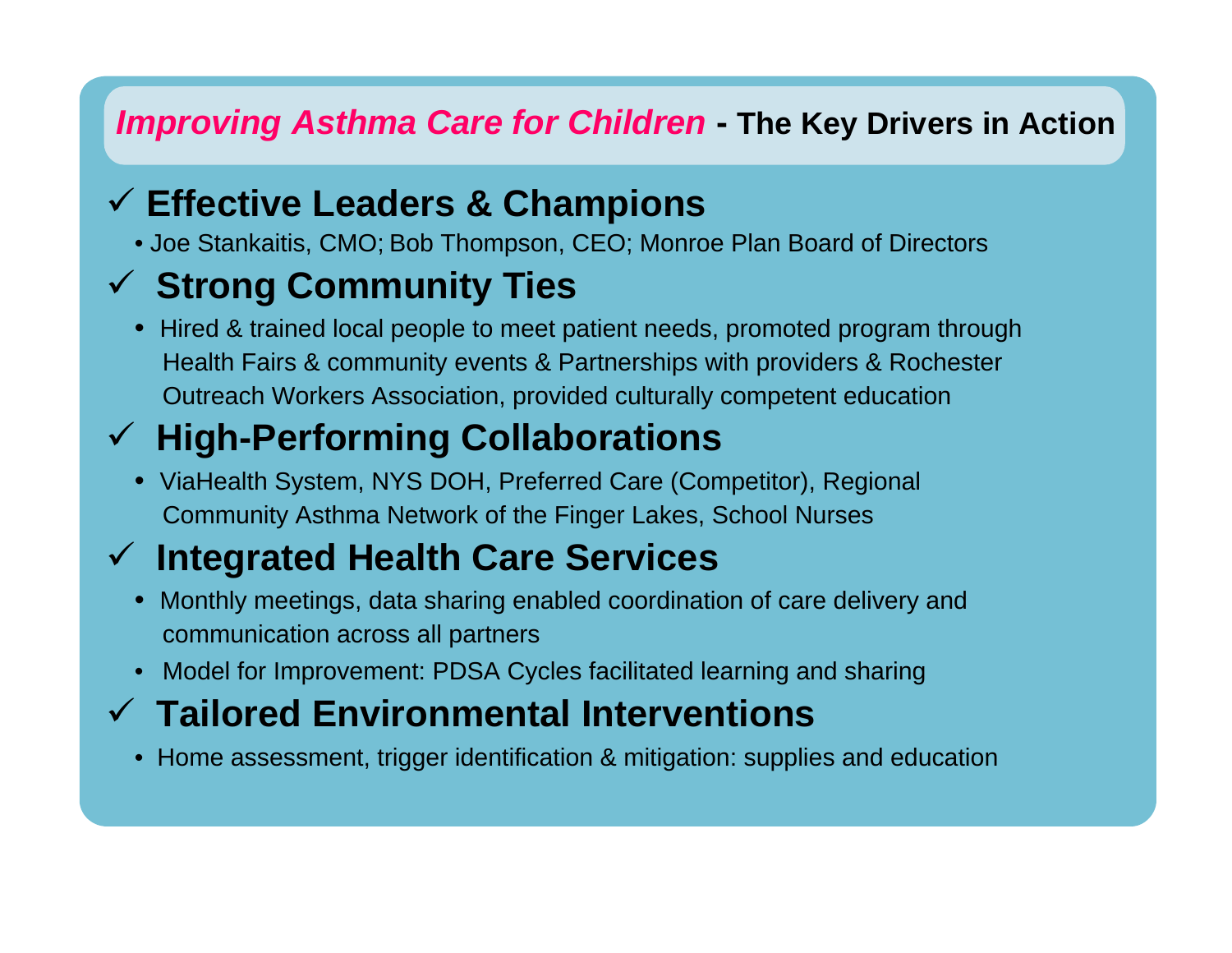# *Improving Asthma Care for Children* - The Key Drivers in Action

## ✓ Effective Leaders & Champions

- Joe Stankaitis, CMO; Bob Thompson, CEO; Monroe Plan Board of Directors

## ✓ Strong Community Ties

- Hired & trained local people to meet patient needs, promoted program through Health Fairs & community events & Partnerships with providers & Rochester Outreach Workers Association, provided culturally competent education

## ✓ High-Performing Collaborations

- ViaHealth System, NYS DOH, Preferred Care (Competitor), Regional Community Asthma Network of the Finger Lakes, School Nurses

## ✓ Integrated Health Care Services

- Monthly meetings, data sharing enabled coordination of care delivery and communication across all partners
- Model for Improvement: PDSA Cycles facilitated learning and sharing

## ✓ Tailored Environmental Interventions

- Home assessment, trigger identification & mitigation: supplies and education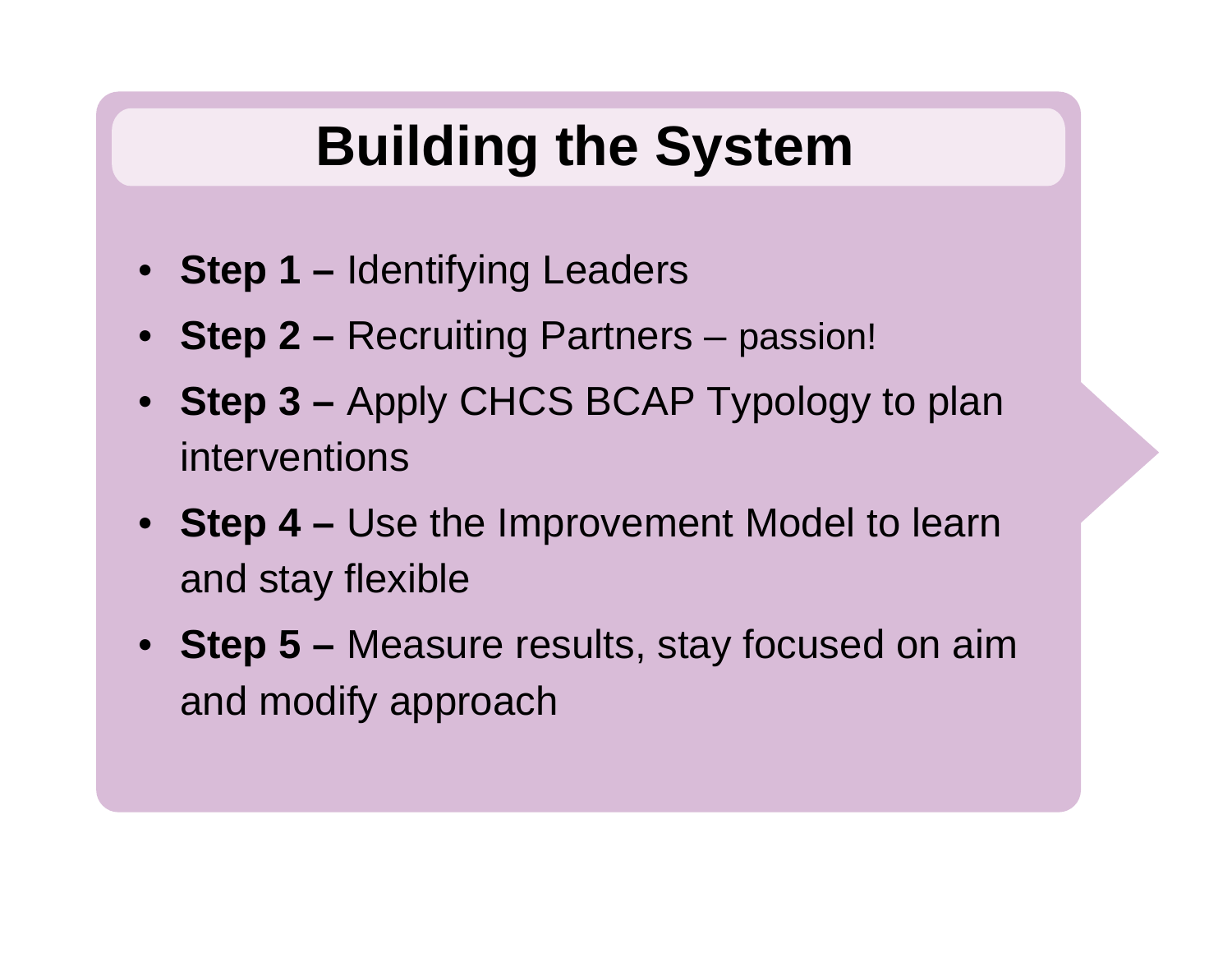# Building the System

- **Step 1 –** Identifying Leaders
- **Step 2 –** Recruiting Partners – passion!
- **Step 3 –** Apply CHCS BCAP Typology to plan interventions
- **Step 4 –** Use the Improvement Model to learn and stay flexible
- **Step 5 –** Measure results, stay focused on aim and modify approach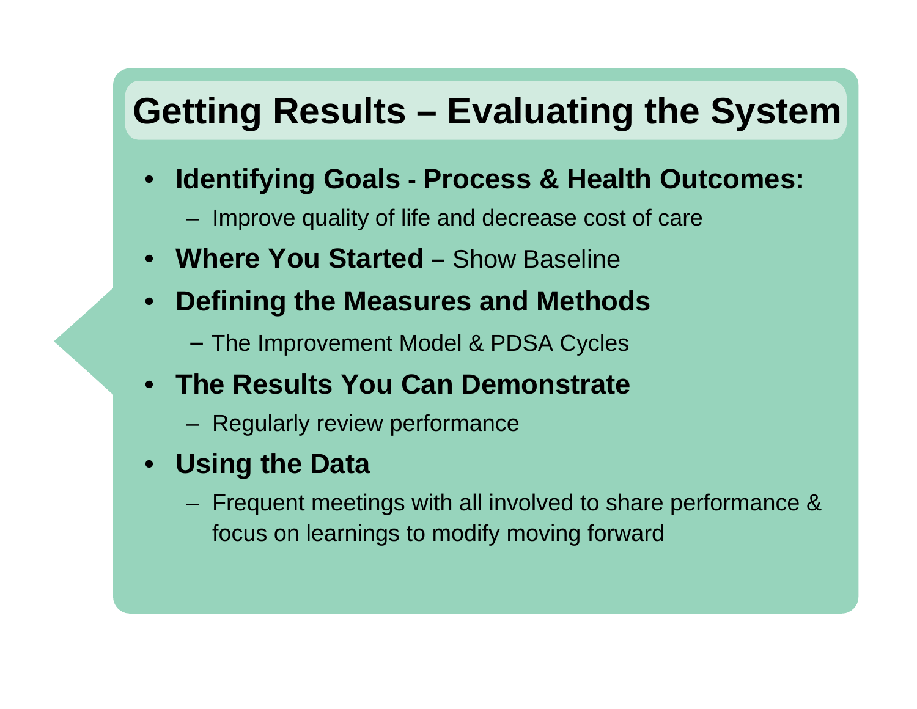# Getting Results – Evaluating the System

- **Identifying Goals - Process & Health Outcomes:**
  - Improve quality of life and decrease cost of care
- **Where You Started –** Show Baseline
- **Defining the Measures and Methods**
  - The Improvement Model & PDSA Cycles
- **The Results You Can Demonstrate**
  - Regularly review performance
- **Using the Data**
  - Frequent meetings with all involved to share performance & focus on learnings to modify moving forward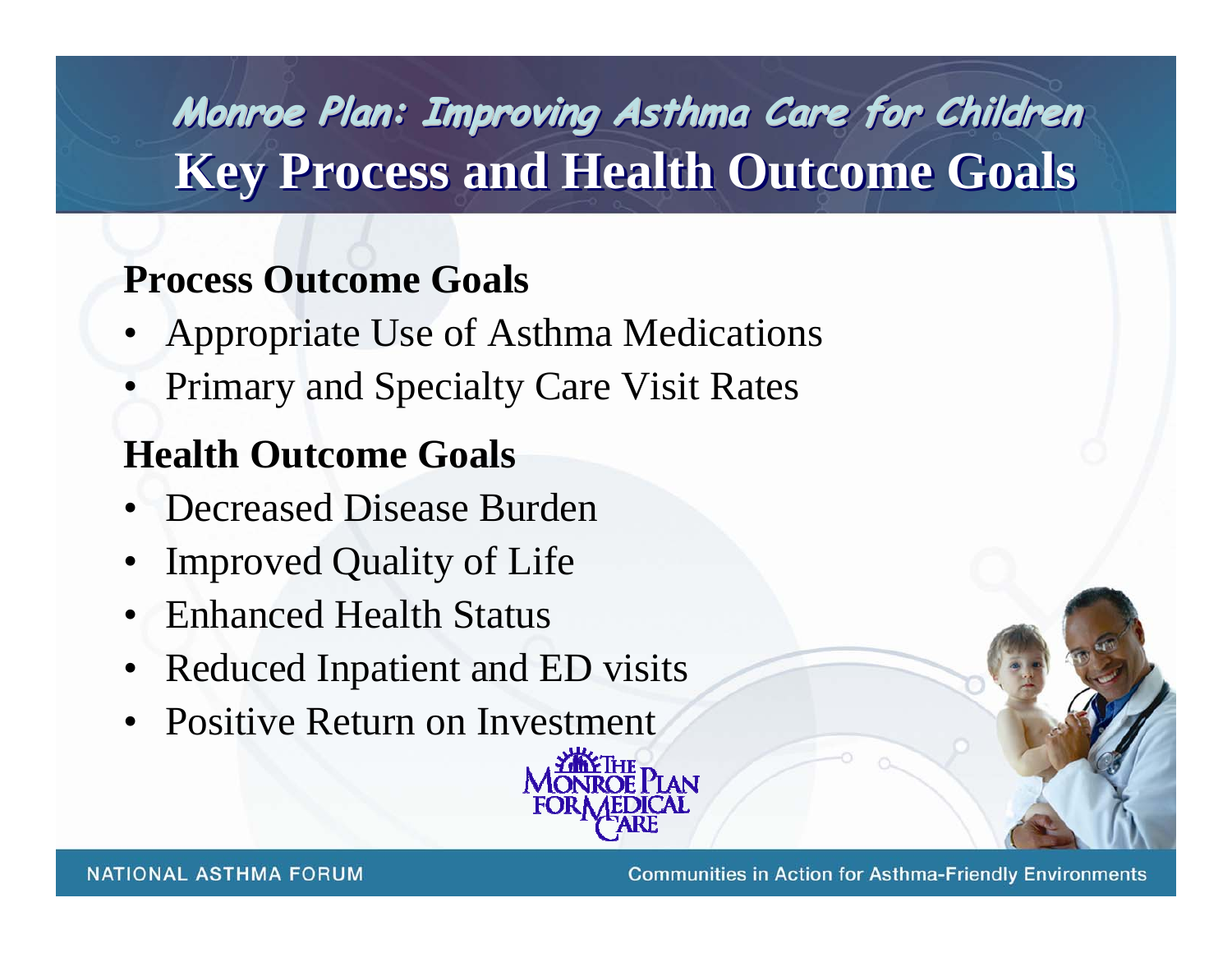# Monroe Plan: Improving Asthma Care for Children
# Key Process and Health Outcome Goals

## Process Outcome Goals

- Appropriate Use of Asthma Medications
- Primary and Specialty Care Visit Rates

## Health Outcome Goals

- Decreased Disease Burden
- Improved Quality of Life
- Enhanced Health Status
- Reduced Inpatient and ED visits
- Positive Return on Investment

The Monroe Plan for Medical Care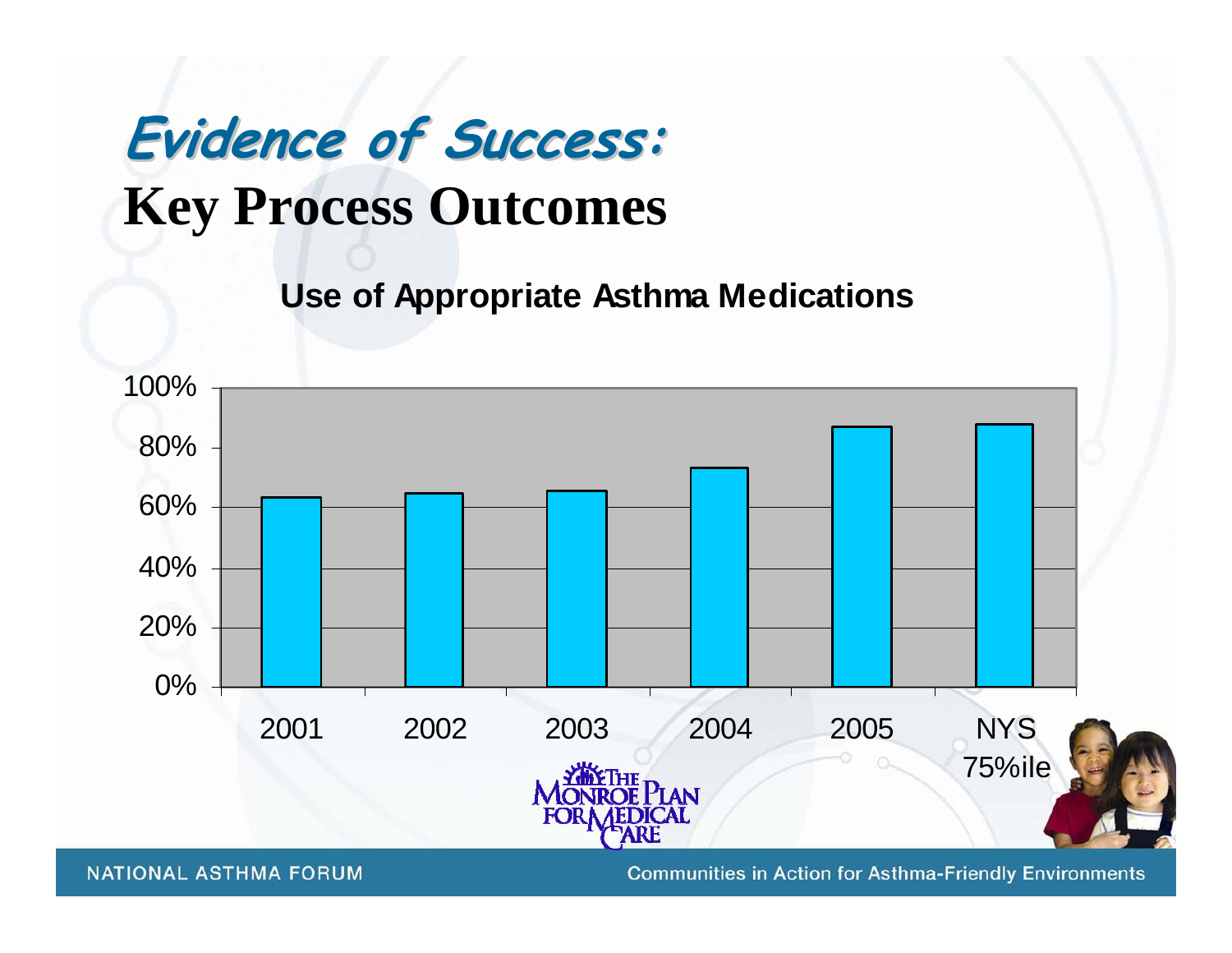# Evidence of Success:

## Key Process Outcomes

**Use of Appropriate Asthma Medications**

100%
80%
60%
40%
20%
0%

2001
2002
2003
2004
2005
NYS 75%ile

The Monroe Plan for Medical Care

NATIONAL ASTHMA FORUM

Communities in Action for Asthma-Friendly Environments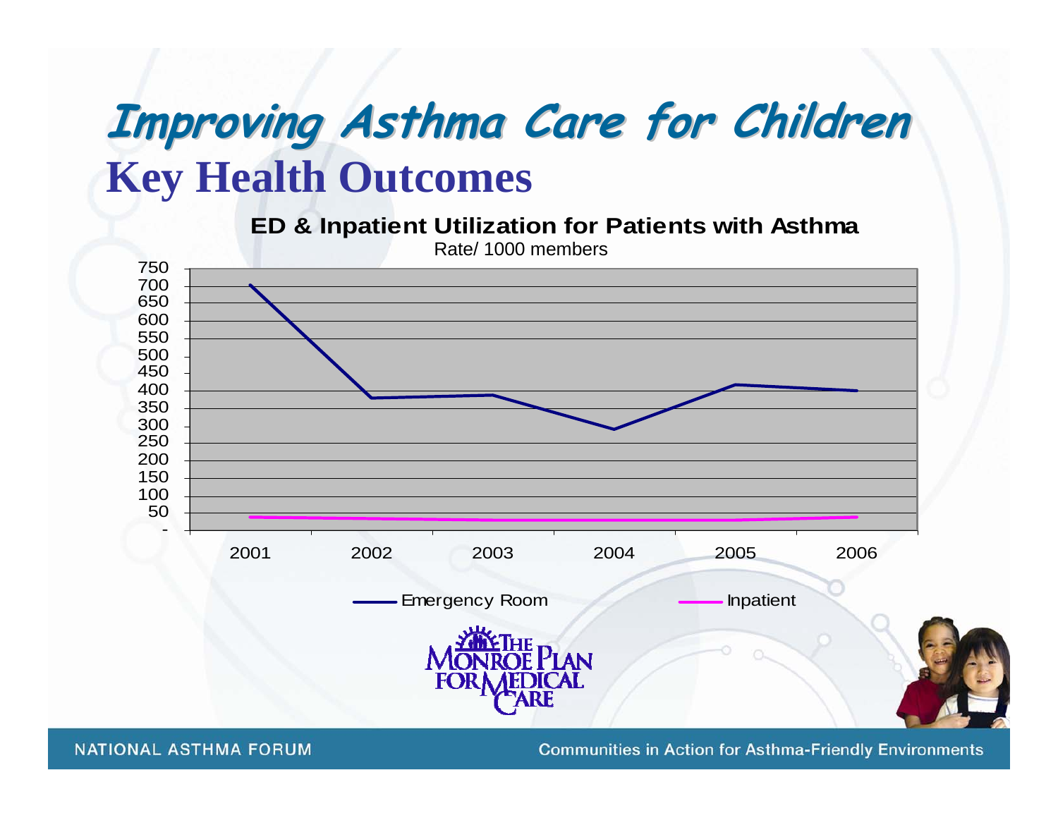# *Improving Asthma Care for Children*

## Key Health Outcomes

**ED & Inpatient Utilization for Patients with Asthma**

Rate/ 1000 members

750
700
650
600
550
500
450
400
350
300
250
200
150
100
50
-

2001 2002 2003 2004 2005 2006

Emergency Room
Inpatient

THE MONROE PLAN FOR MEDICAL CARE

NATIONAL ASTHMA FORUM

Communities in Action for Asthma-Friendly Environments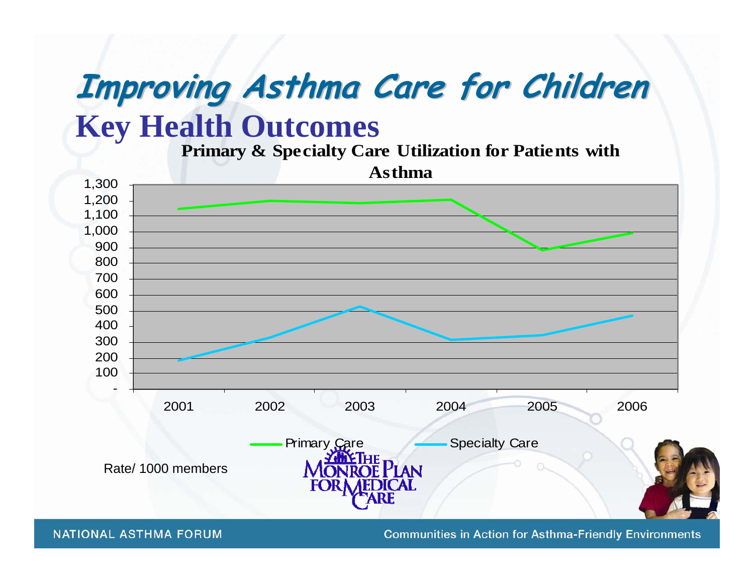# *Improving Asthma Care for Children*

## Key Health Outcomes

**Primary & Specialty Care Utilization for Patients with Asthma**

1,300
1,200
1,100
1,000
900
800
700
600
500
400
300
200
100
-

2001 2002 2003 2004 2005 2006

Primary Care
Specialty Care

Rate/ 1000 members

THE MONROE PLAN FOR MEDICAL CARE

NATIONAL ASTHMA FORUM

Communities in Action for Asthma-Friendly Environments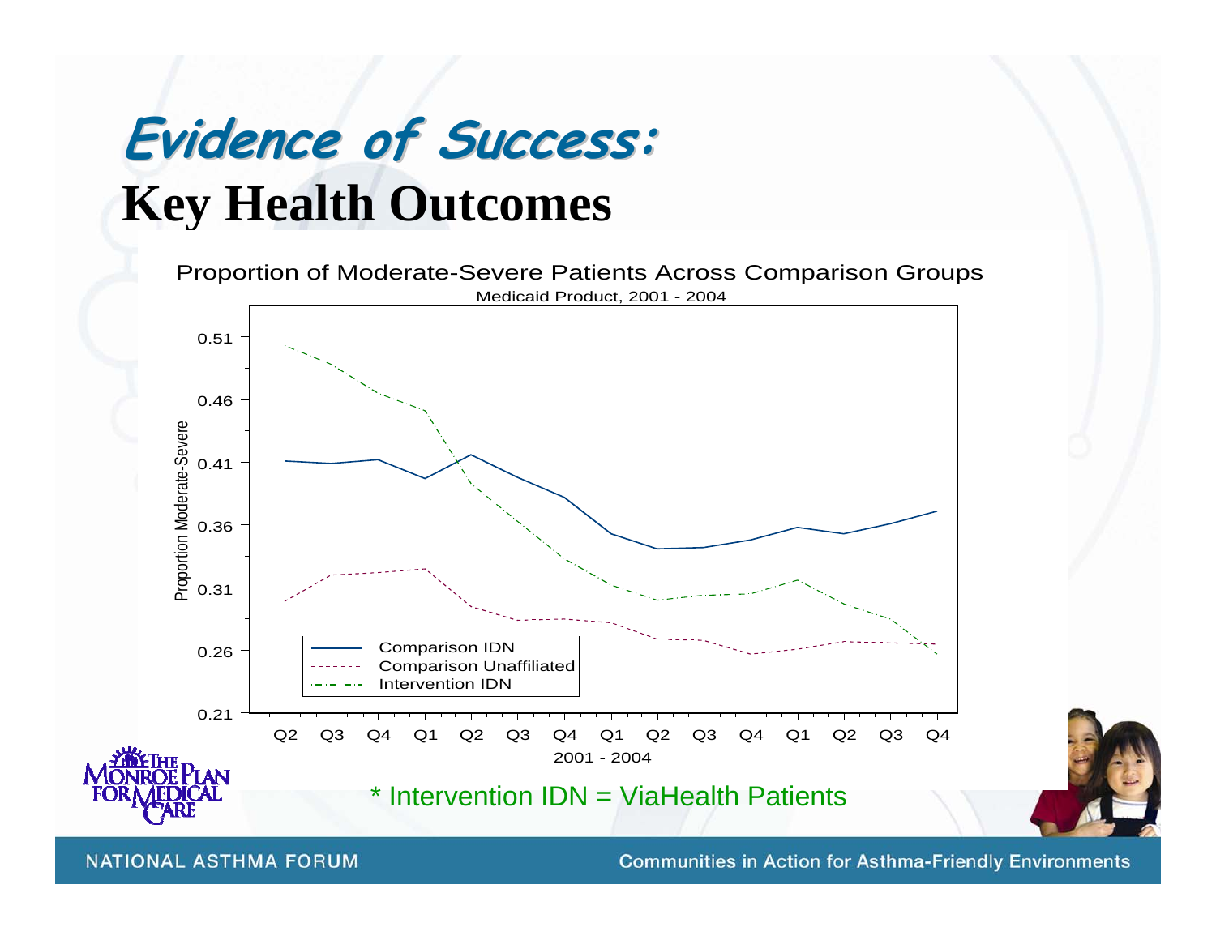# *Evidence of Success:*

## Key Health Outcomes

Proportion of Moderate-Severe Patients Across Comparison Groups

Medicaid Product, 2001 - 2004

Proportion Moderate-Severe

0.51
0.46
0.41
0.36
0.31
0.26
0.21

Q2 Q3 Q4 Q1 Q2 Q3 Q4 Q1 Q2 Q3 Q4 Q1 Q2 Q3 Q4

2001 - 2004

Comparison IDN
Comparison Unaffiliated
Intervention IDN

* Intervention IDN = ViaHealth Patients

THE MONROE PLAN FOR MEDICAL CARE

NATIONAL ASTHMA FORUM

Communities in Action for Asthma-Friendly Environments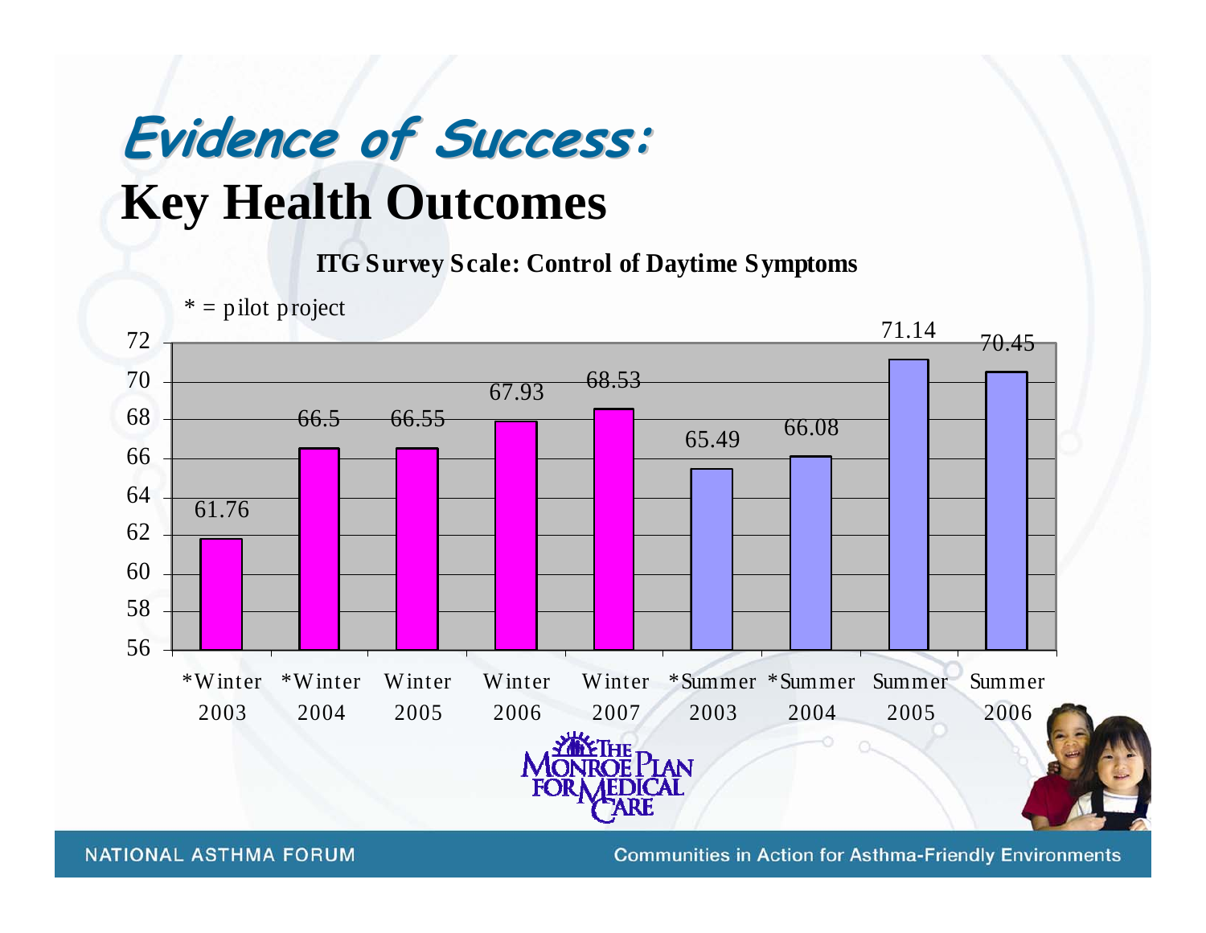# *Evidence of Success:*

## Key Health Outcomes

**ITG Survey Scale: Control of Daytime Symptoms**

* = pilot project

72
70
68
66
64
62
60
58
56

61.76
66.5
66.55
67.93
68.53
65.49
66.08
71.14
70.45

*Winter 2003
*Winter 2004
Winter 2005
Winter 2006
Winter 2007
*Summer 2003
*Summer 2004
Summer 2005
Summer 2006

THE MONROE PLAN FOR MEDICAL CARE

NATIONAL ASTHMA FORUM

Communities in Action for Asthma-Friendly Environments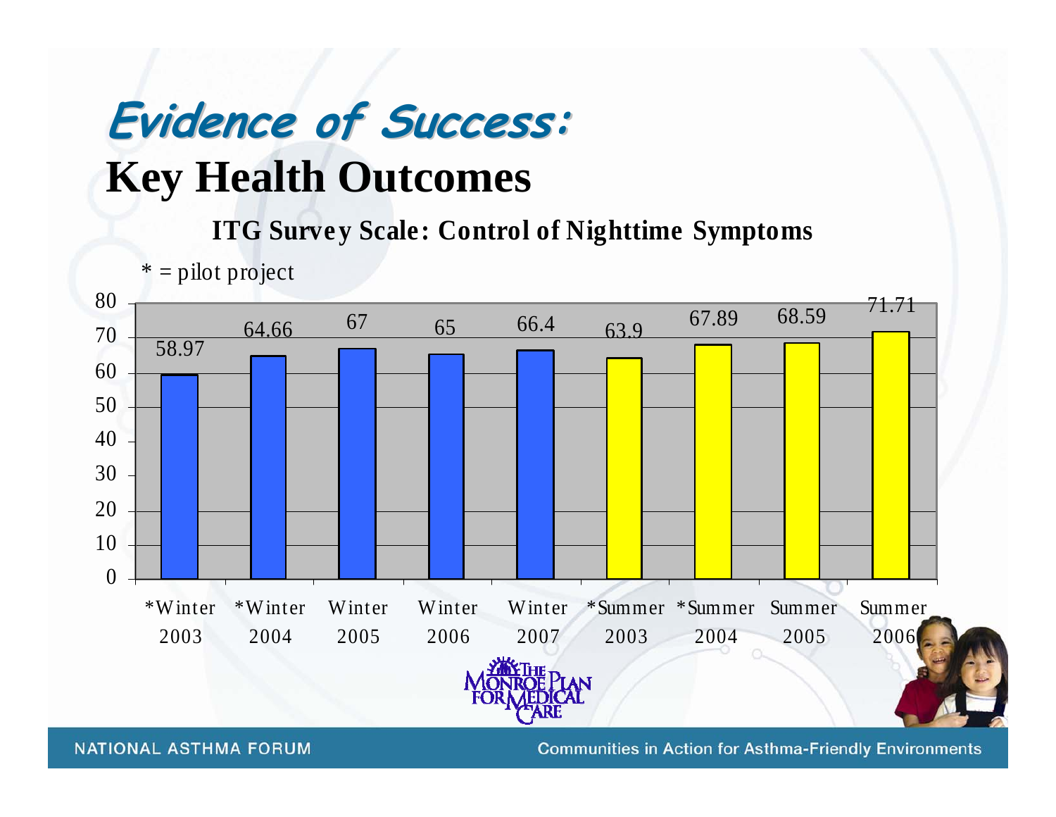# *Evidence of Success:*

## Key Health Outcomes

**ITG Survey Scale: Control of Nighttime Symptoms**

* = pilot project

80
70
60
50
40
30
20
10
0

58.97
64.66
67
65
66.4
63.9
67.89
68.59
71.71

*Winter 2003
*Winter 2004
Winter 2005
Winter 2006
Winter 2007
*Summer 2003
*Summer 2004
Summer 2005
Summer 2006

THE MONROE PLAN FOR MEDICAL CARE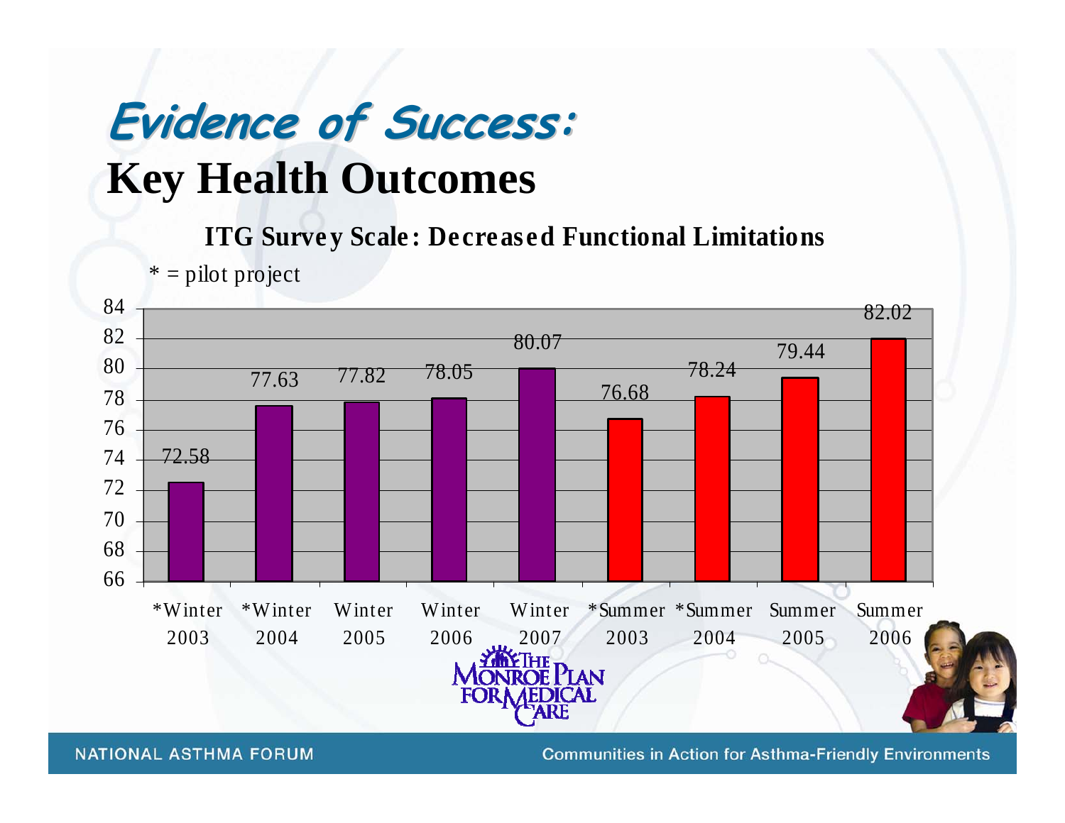# *Evidence of Success:*

## Key Health Outcomes

**ITG Survey Scale: Decreased Functional Limitations**

* = pilot project

84
82
80
78
76
74
72
70
68
66

72.58
77.63
77.82
78.05
80.07
76.68
78.24
79.44
82.02

*Winter 2003
*Winter 2004
Winter 2005
Winter 2006
Winter 2007
*Summer 2003
*Summer 2004
Summer 2005
Summer 2006

The Monroe Plan for Medical Care

NATIONAL ASTHMA FORUM

Communities in Action for Asthma-Friendly Environments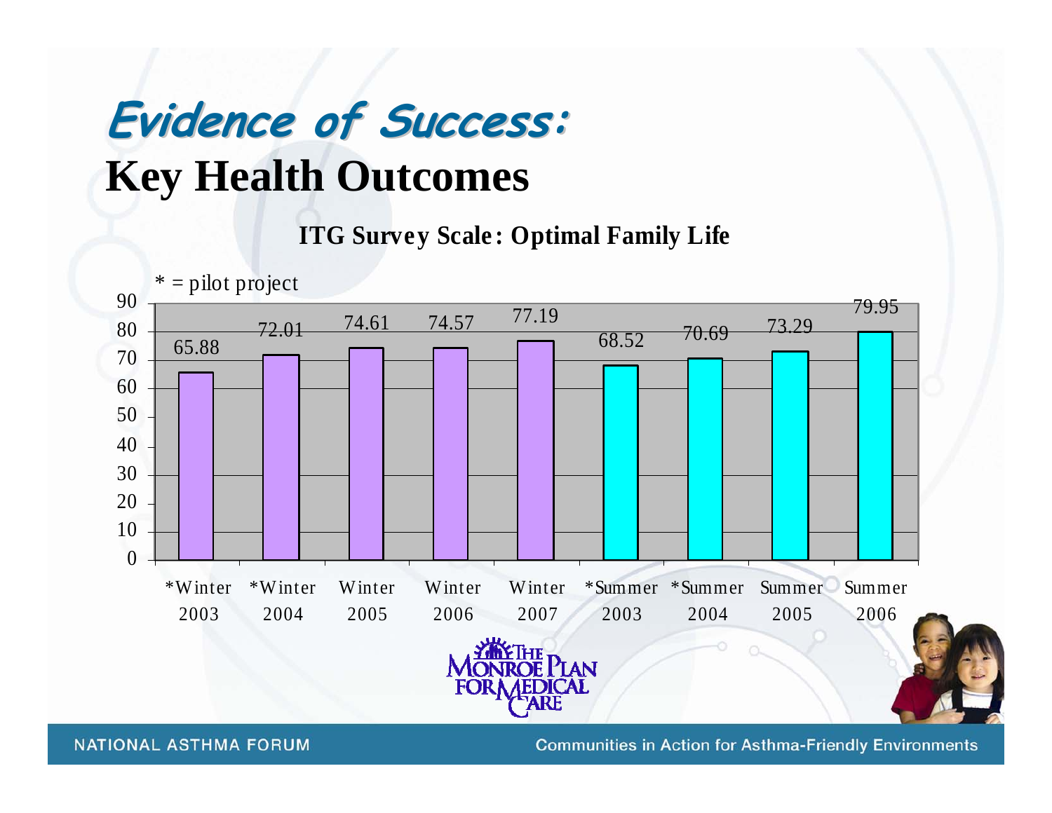# *Evidence of Success:*

## Key Health Outcomes

**ITG Survey Scale: Optimal Family Life**

* = pilot project

90
80
70
60
50
40
30
20
10
0

65.88
72.01
74.61
74.57
77.19
68.52
70.69
73.29
79.95

*Winter 2003
*Winter 2004
Winter 2005
Winter 2006
Winter 2007
*Summer 2003
*Summer 2004
Summer 2005
Summer 2006

THE MONROE PLAN FOR MEDICAL CARE

NATIONAL ASTHMA FORUM

Communities in Action for Asthma-Friendly Environments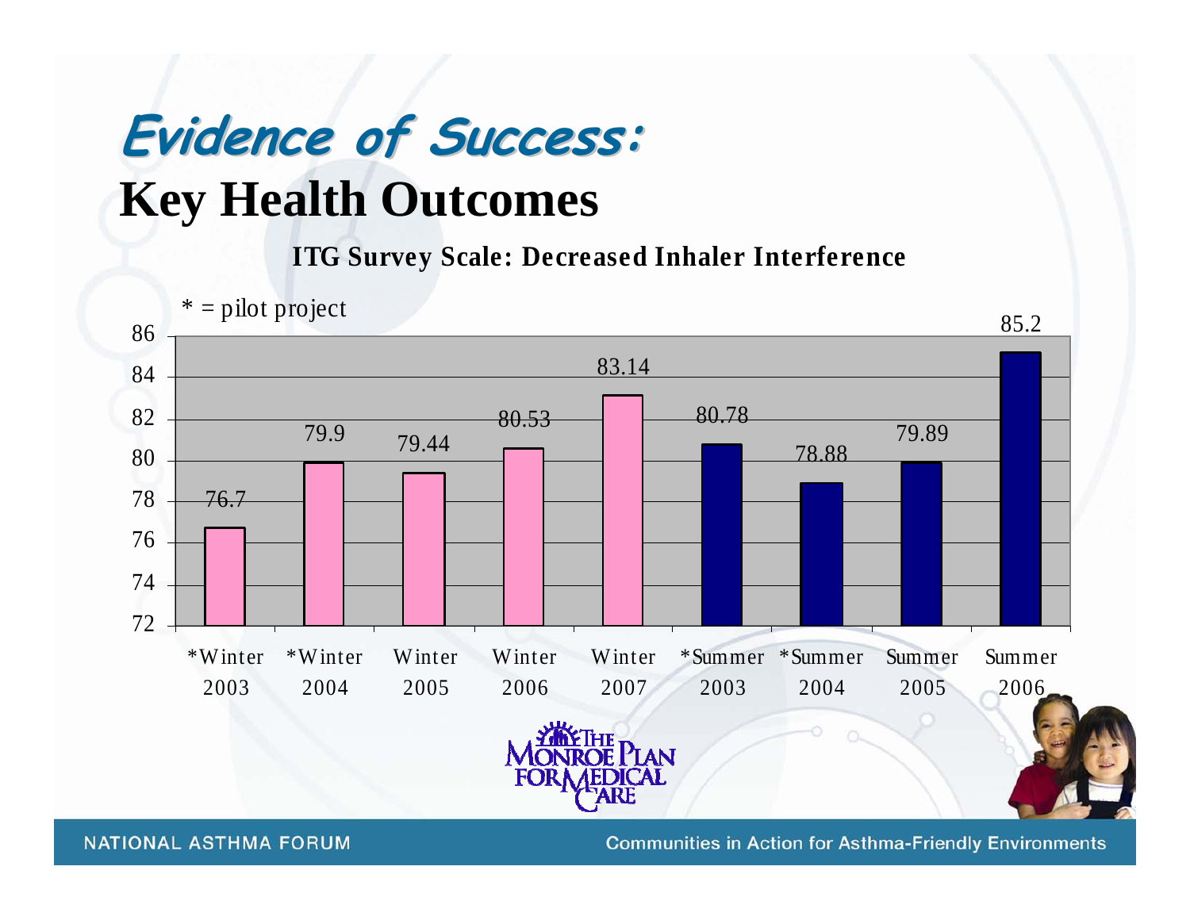# Evidence of Success:

## Key Health Outcomes

**ITG Survey Scale: Decreased Inhaler Interference**

* = pilot project

| Period | Score |
|---|---|
| *Winter 2003 | 76.7 |
| *Winter 2004 | 79.9 |
| Winter 2005 | 79.44 |
| Winter 2006 | 80.53 |
| Winter 2007 | 83.14 |
| *Summer 2003 | 80.78 |
| *Summer 2004 | 78.88 |
| Summer 2005 | 79.89 |
| Summer 2006 | 85.2 |

THE MONROE PLAN FOR MEDICAL CARE

NATIONAL ASTHMA FORUM

Communities in Action for Asthma-Friendly Environments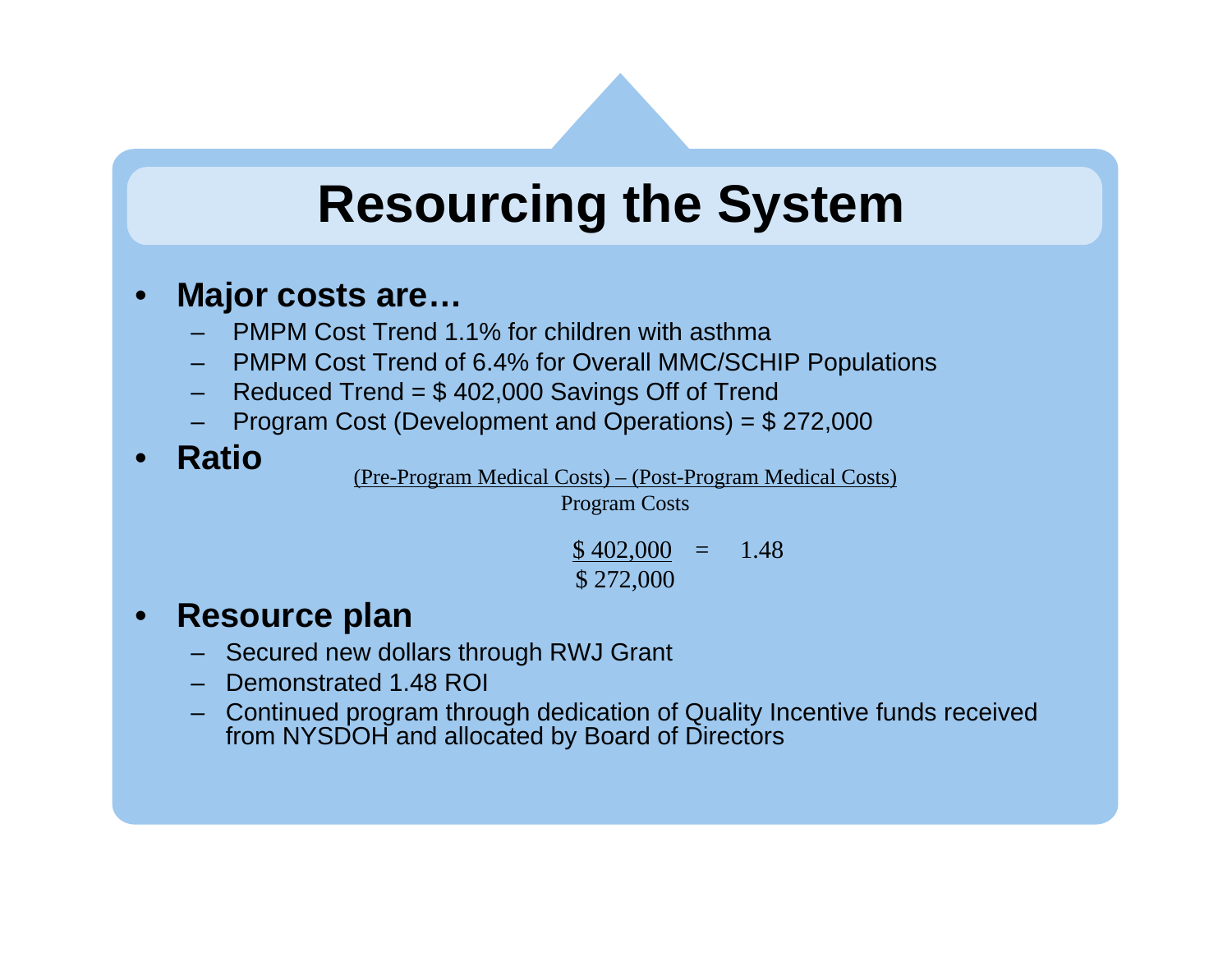# Resourcing the System

- **Major costs are…**
  - PMPM Cost Trend 1.1% for children with asthma
  - PMPM Cost Trend of 6.4% for Overall MMC/SCHIP Populations
  - Reduced Trend = $ 402,000 Savings Off of Trend
  - Program Cost (Development and Operations) = $ 272,000
- **Ratio**

$$\frac{\text{(Pre-Program Medical Costs)} - \text{(Post-Program Medical Costs)}}{\text{Program Costs}}$$

$$\frac{\$\,402{,}000}{\$\,272{,}000} = 1.48$$

- **Resource plan**
  - Secured new dollars through RWJ Grant
  - Demonstrated 1.48 ROI
  - Continued program through dedication of Quality Incentive funds received from NYSDOH and allocated by Board of Directors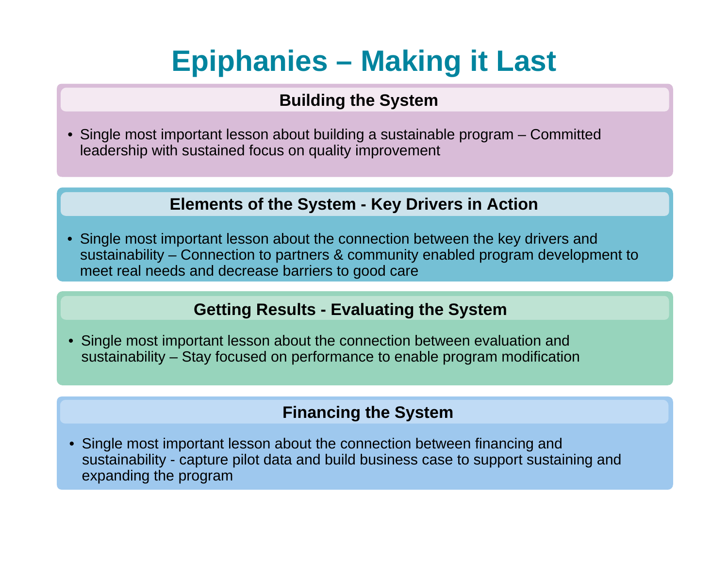# Epiphanies – Making it Last

## Building the System

- Single most important lesson about building a sustainable program – Committed leadership with sustained focus on quality improvement

## Elements of the System - Key Drivers in Action

- Single most important lesson about the connection between the key drivers and sustainability – Connection to partners & community enabled program development to meet real needs and decrease barriers to good care

## Getting Results - Evaluating the System

- Single most important lesson about the connection between evaluation and sustainability – Stay focused on performance to enable program modification

## Financing the System

- Single most important lesson about the connection between financing and sustainability - capture pilot data and build business case to support sustaining and expanding the program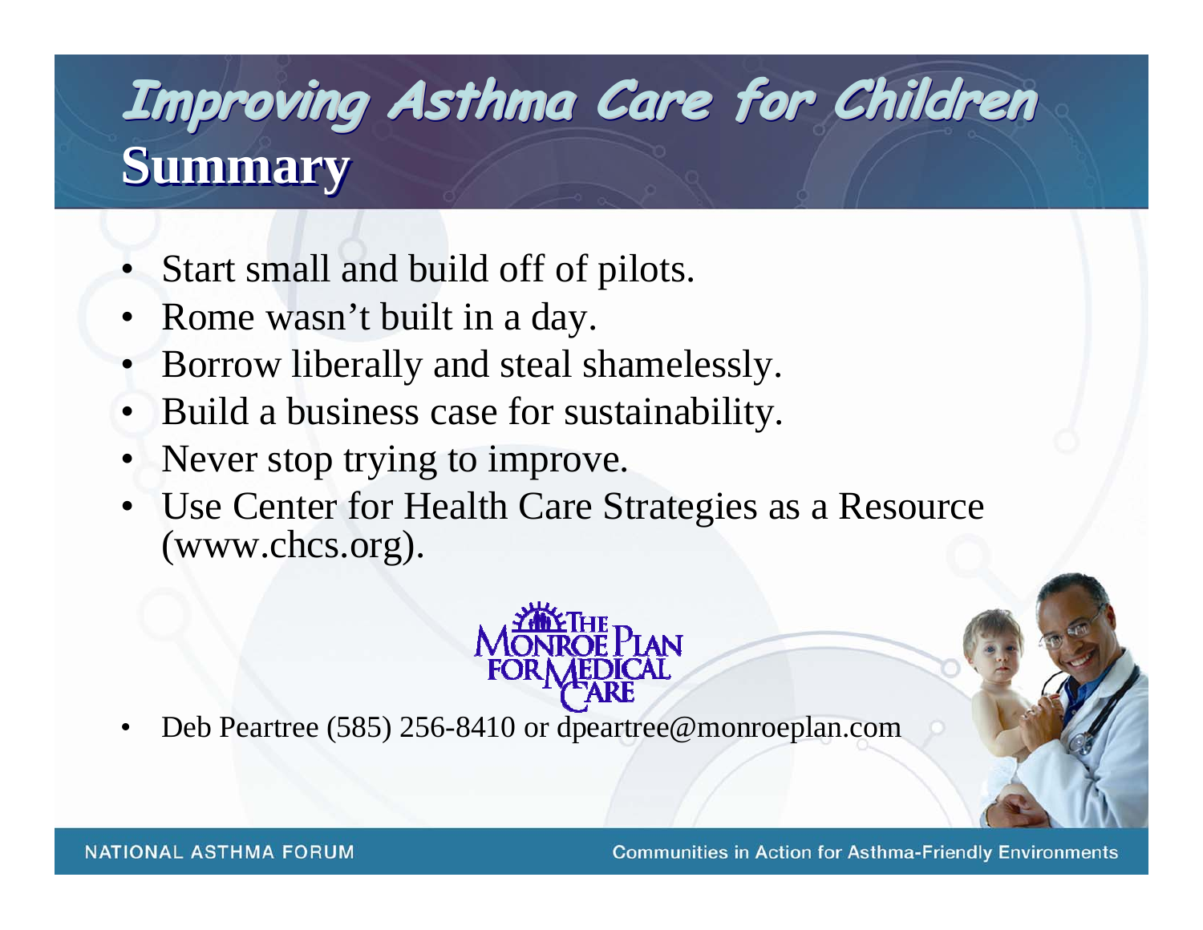# Improving Asthma Care for Children

## Summary

- Start small and build off of pilots.
- Rome wasn't built in a day.
- Borrow liberally and steal shamelessly.
- Build a business case for sustainability.
- Never stop trying to improve.
- Use Center for Health Care Strategies as a Resource (www.chcs.org).

- Deb Peartree (585) 256-8410 or dpeartree@monroeplan.com